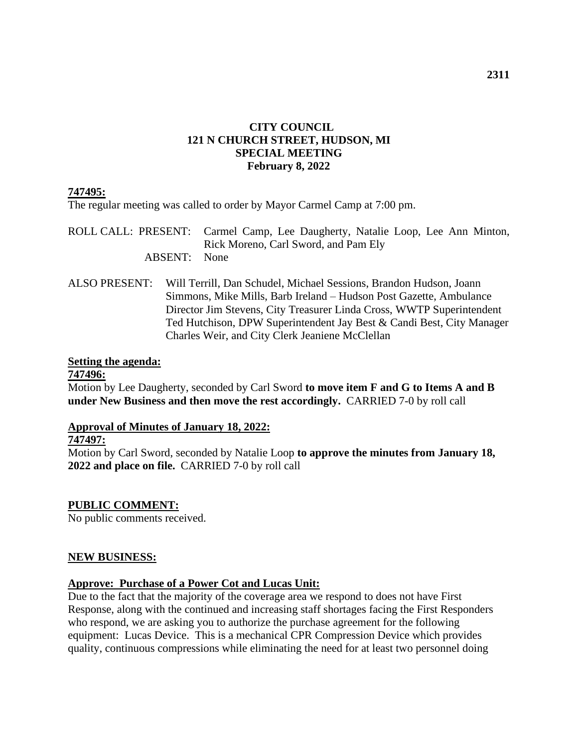# CITY COUNCIL
## 121 N CHURCH STREET, HUDSON, MI
## SPECIAL MEETING
## February 8, 2022

**747495:**

The regular meeting was called to order by Mayor Carmel Camp at 7:00 pm.

ROLL CALL: PRESENT: Carmel Camp, Lee Daugherty, Natalie Loop, Lee Ann Minton, Rick Moreno, Carl Sword, and Pam Ely

ABSENT: None

ALSO PRESENT: Will Terrill, Dan Schudel, Michael Sessions, Brandon Hudson, Joann Simmons, Mike Mills, Barb Ireland – Hudson Post Gazette, Ambulance Director Jim Stevens, City Treasurer Linda Cross, WWTP Superintendent Ted Hutchison, DPW Superintendent Jay Best & Candi Best, City Manager Charles Weir, and City Clerk Jeaniene McClellan

**Setting the agenda:**

**747496:**

Motion by Lee Daugherty, seconded by Carl Sword **to move item F and G to Items A and B under New Business and then move the rest accordingly.** CARRIED 7-0 by roll call

**Approval of Minutes of January 18, 2022:**

**747497:**

Motion by Carl Sword, seconded by Natalie Loop **to approve the minutes from January 18, 2022 and place on file.** CARRIED 7-0 by roll call

**PUBLIC COMMENT:**

No public comments received.

**NEW BUSINESS:**

**Approve: Purchase of a Power Cot and Lucas Unit:**

Due to the fact that the majority of the coverage area we respond to does not have First Response, along with the continued and increasing staff shortages facing the First Responders who respond, we are asking you to authorize the purchase agreement for the following equipment: Lucas Device. This is a mechanical CPR Compression Device which provides quality, continuous compressions while eliminating the need for at least two personnel doing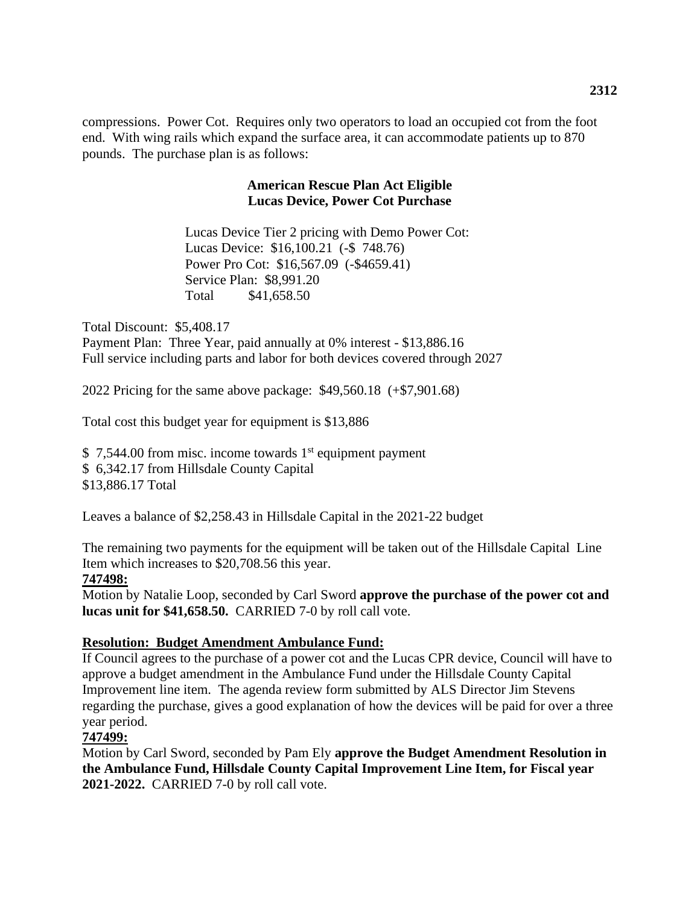compressions. Power Cot. Requires only two operators to load an occupied cot from the foot end. With wing rails which expand the surface area, it can accommodate patients up to 870 pounds. The purchase plan is as follows:

**American Rescue Plan Act Eligible**
**Lucas Device, Power Cot Purchase**

Lucas Device Tier 2 pricing with Demo Power Cot:
Lucas Device: $16,100.21 (-$ 748.76)
Power Pro Cot: $16,567.09 (-$4659.41)
Service Plan: $8,991.20
Total $41,658.50

Total Discount: $5,408.17
Payment Plan: Three Year, paid annually at 0% interest - $13,886.16
Full service including parts and labor for both devices covered through 2027

2022 Pricing for the same above package: $49,560.18 (+$7,901.68)

Total cost this budget year for equipment is $13,886

$ 7,544.00 from misc. income towards 1st equipment payment
$ 6,342.17 from Hillsdale County Capital
$13,886.17 Total

Leaves a balance of $2,258.43 in Hillsdale Capital in the 2021-22 budget

The remaining two payments for the equipment will be taken out of the Hillsdale Capital Line Item which increases to $20,708.56 this year.

**747498:**

Motion by Natalie Loop, seconded by Carl Sword **approve the purchase of the power cot and lucas unit for $41,658.50.** CARRIED 7-0 by roll call vote.

**Resolution: Budget Amendment Ambulance Fund:**

If Council agrees to the purchase of a power cot and the Lucas CPR device, Council will have to approve a budget amendment in the Ambulance Fund under the Hillsdale County Capital Improvement line item. The agenda review form submitted by ALS Director Jim Stevens regarding the purchase, gives a good explanation of how the devices will be paid for over a three year period.

**747499:**

Motion by Carl Sword, seconded by Pam Ely **approve the Budget Amendment Resolution in the Ambulance Fund, Hillsdale County Capital Improvement Line Item, for Fiscal year 2021-2022.** CARRIED 7-0 by roll call vote.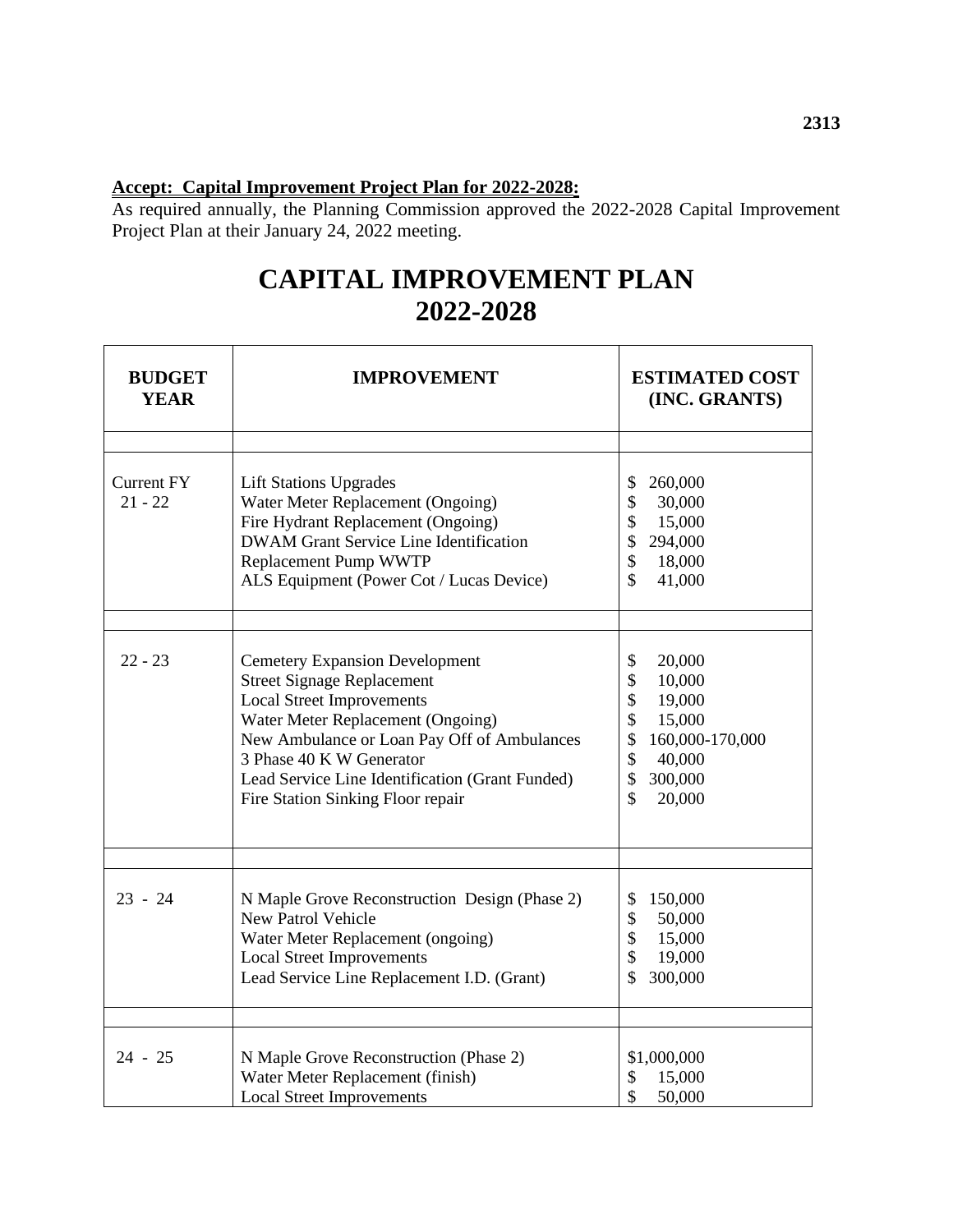**Accept: Capital Improvement Project Plan for 2022-2028:**

As required annually, the Planning Commission approved the 2022-2028 Capital Improvement Project Plan at their January 24, 2022 meeting.

# CAPITAL IMPROVEMENT PLAN 2022-2028

| BUDGET YEAR | IMPROVEMENT | ESTIMATED COST (INC. GRANTS) |
|---|---|---|
| Current FY 21 - 22 | Lift Stations Upgrades<br>Water Meter Replacement (Ongoing)<br>Fire Hydrant Replacement (Ongoing)<br>DWAM Grant Service Line Identification<br>Replacement Pump WWTP<br>ALS Equipment (Power Cot / Lucas Device) | $ 260,000<br>$ 30,000<br>$ 15,000<br>$ 294,000<br>$ 18,000<br>$ 41,000 |
| 22 - 23 | Cemetery Expansion Development<br>Street Signage Replacement<br>Local Street Improvements<br>Water Meter Replacement (Ongoing)<br>New Ambulance or Loan Pay Off of Ambulances<br>3 Phase 40 K W Generator<br>Lead Service Line Identification (Grant Funded)<br>Fire Station Sinking Floor repair | $ 20,000<br>$ 10,000<br>$ 19,000<br>$ 15,000<br>$ 160,000-170,000<br>$ 40,000<br>$ 300,000<br>$ 20,000 |
| 23 - 24 | N Maple Grove Reconstruction Design (Phase 2)<br>New Patrol Vehicle<br>Water Meter Replacement (ongoing)<br>Local Street Improvements<br>Lead Service Line Replacement I.D. (Grant) | $ 150,000<br>$ 50,000<br>$ 15,000<br>$ 19,000<br>$ 300,000 |
| 24 - 25 | N Maple Grove Reconstruction (Phase 2)<br>Water Meter Replacement (finish)<br>Local Street Improvements | $1,000,000<br>$ 15,000<br>$ 50,000 |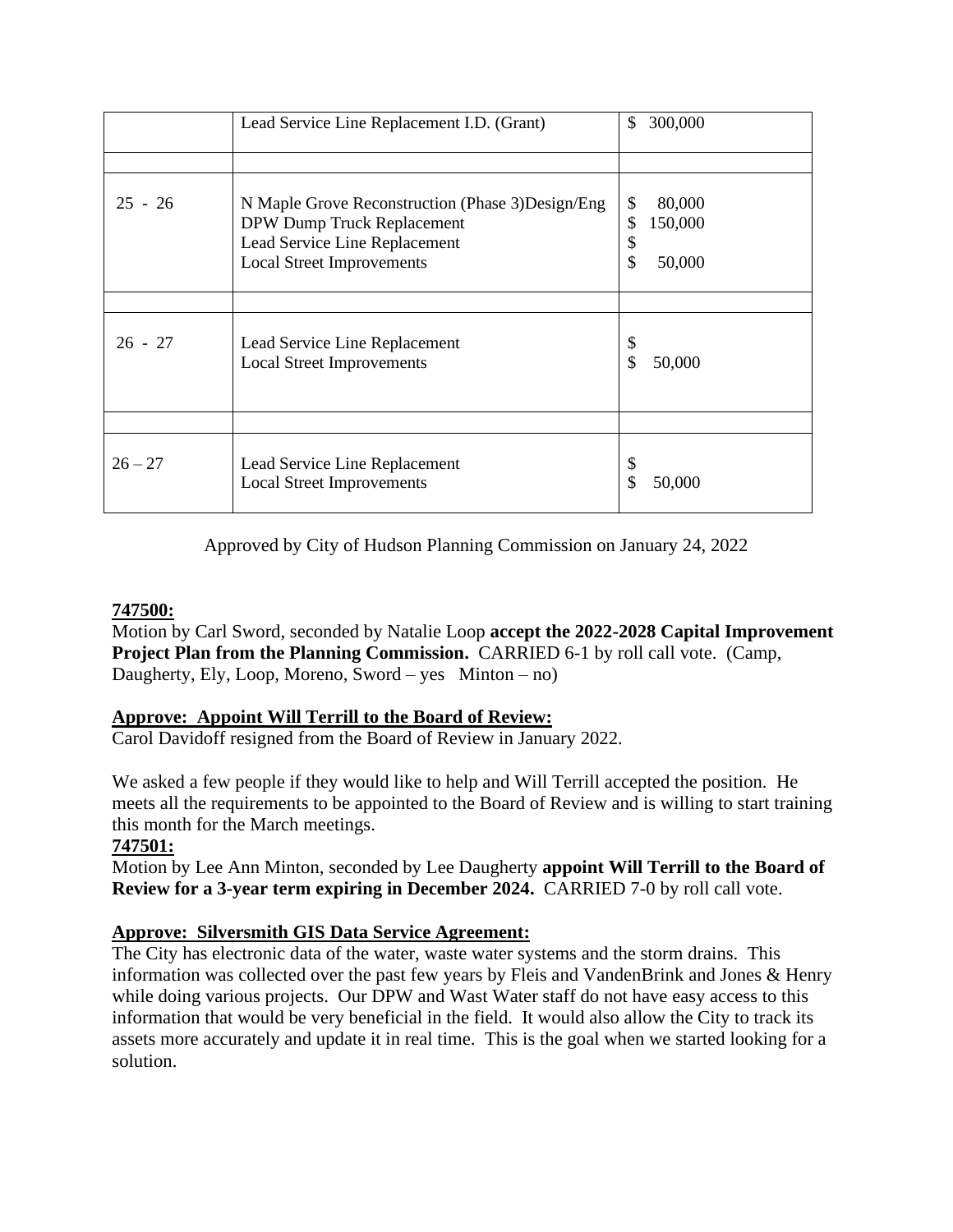| | | |
|---|---|---|
| | Lead Service Line Replacement I.D. (Grant) | $ 300,000 |
| | | |
| 25 - 26 | N Maple Grove Reconstruction (Phase 3)Design/Eng<br>DPW Dump Truck Replacement<br>Lead Service Line Replacement<br>Local Street Improvements | $ 80,000<br>$ 150,000<br>$<br>$ 50,000 |
| | | |
| 26 - 27 | Lead Service Line Replacement<br>Local Street Improvements | $<br>$ 50,000 |
| | | |
| 26 – 27 | Lead Service Line Replacement<br>Local Street Improvements | $<br>$ 50,000 |

Approved by City of Hudson Planning Commission on January 24, 2022

**747500:**
Motion by Carl Sword, seconded by Natalie Loop **accept the 2022-2028 Capital Improvement Project Plan from the Planning Commission.** CARRIED 6-1 by roll call vote. (Camp, Daugherty, Ely, Loop, Moreno, Sword – yes Minton – no)

**Approve: Appoint Will Terrill to the Board of Review:**
Carol Davidoff resigned from the Board of Review in January 2022.

We asked a few people if they would like to help and Will Terrill accepted the position. He meets all the requirements to be appointed to the Board of Review and is willing to start training this month for the March meetings.

**747501:**
Motion by Lee Ann Minton, seconded by Lee Daugherty **appoint Will Terrill to the Board of Review for a 3-year term expiring in December 2024.** CARRIED 7-0 by roll call vote.

**Approve: Silversmith GIS Data Service Agreement:**
The City has electronic data of the water, waste water systems and the storm drains. This information was collected over the past few years by Fleis and VandenBrink and Jones & Henry while doing various projects. Our DPW and Wast Water staff do not have easy access to this information that would be very beneficial in the field. It would also allow the City to track its assets more accurately and update it in real time. This is the goal when we started looking for a solution.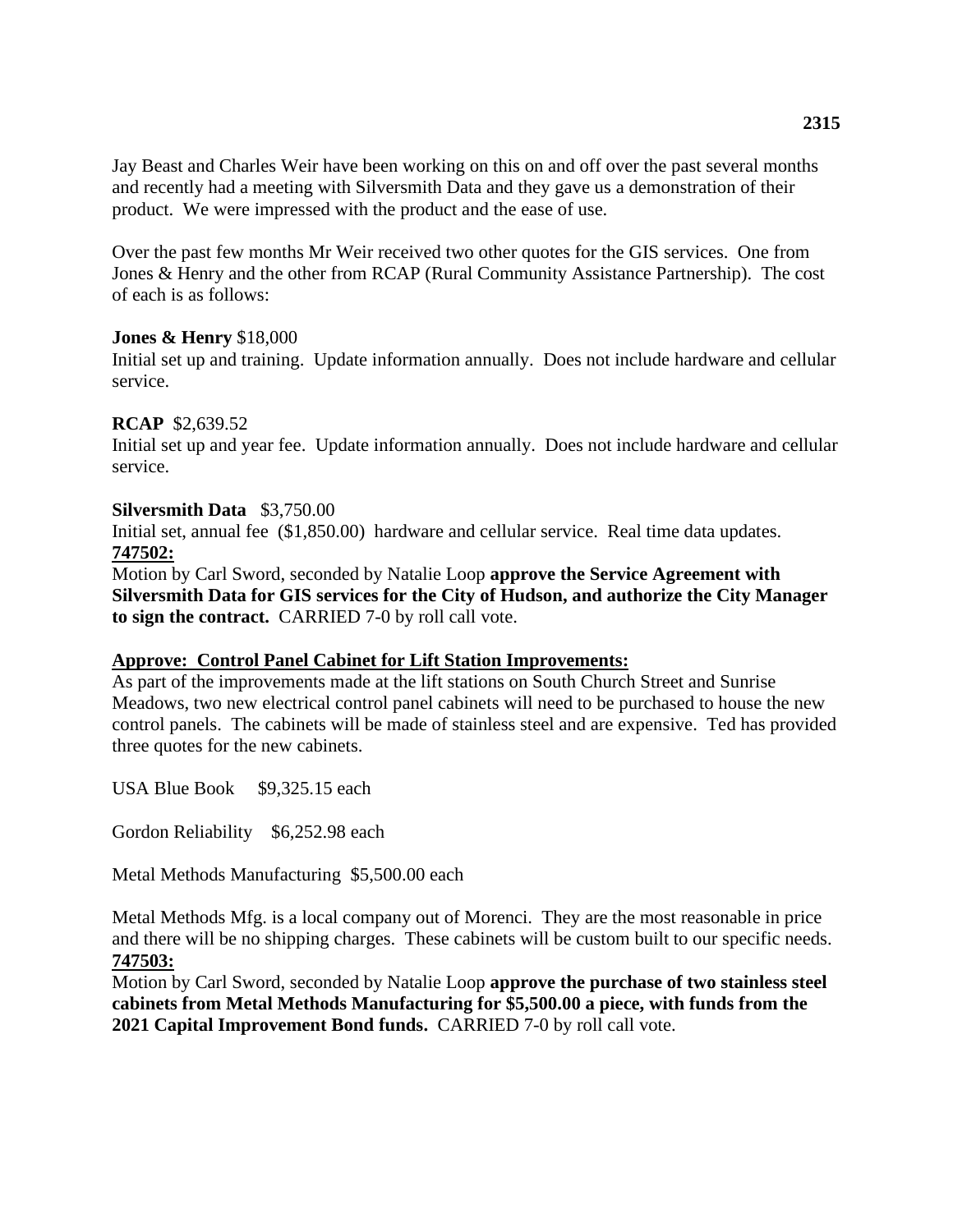Jay Beast and Charles Weir have been working on this on and off over the past several months and recently had a meeting with Silversmith Data and they gave us a demonstration of their product. We were impressed with the product and the ease of use.

Over the past few months Mr Weir received two other quotes for the GIS services. One from Jones & Henry and the other from RCAP (Rural Community Assistance Partnership). The cost of each is as follows:

**Jones & Henry** $18,000
Initial set up and training. Update information annually. Does not include hardware and cellular service.

**RCAP** $2,639.52
Initial set up and year fee. Update information annually. Does not include hardware and cellular service.

**Silversmith Data** $3,750.00
Initial set, annual fee ($1,850.00) hardware and cellular service. Real time data updates.
**747502:**
Motion by Carl Sword, seconded by Natalie Loop **approve the Service Agreement with Silversmith Data for GIS services for the City of Hudson, and authorize the City Manager to sign the contract.** CARRIED 7-0 by roll call vote.

**Approve: Control Panel Cabinet for Lift Station Improvements:**
As part of the improvements made at the lift stations on South Church Street and Sunrise Meadows, two new electrical control panel cabinets will need to be purchased to house the new control panels. The cabinets will be made of stainless steel and are expensive. Ted has provided three quotes for the new cabinets.

USA Blue Book $9,325.15 each

Gordon Reliability $6,252.98 each

Metal Methods Manufacturing $5,500.00 each

Metal Methods Mfg. is a local company out of Morenci. They are the most reasonable in price and there will be no shipping charges. These cabinets will be custom built to our specific needs.
**747503:**
Motion by Carl Sword, seconded by Natalie Loop **approve the purchase of two stainless steel cabinets from Metal Methods Manufacturing for $5,500.00 a piece, with funds from the 2021 Capital Improvement Bond funds.** CARRIED 7-0 by roll call vote.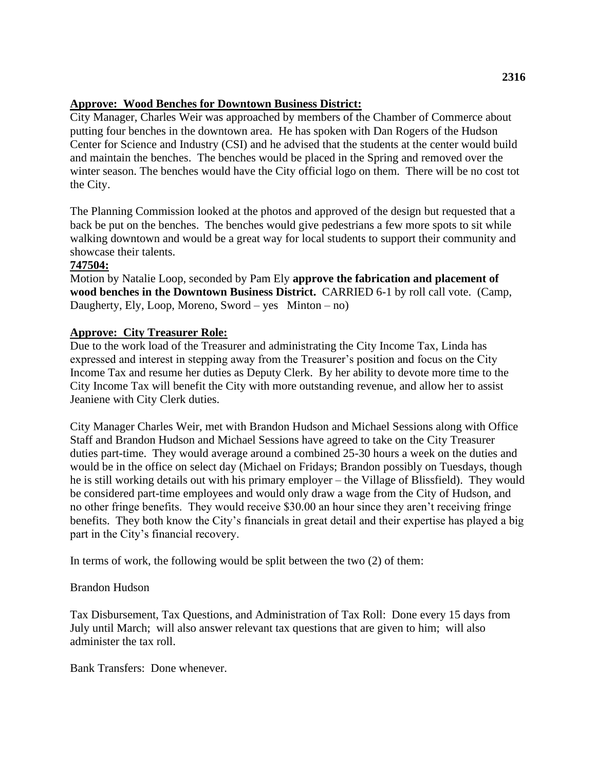**Approve: Wood Benches for Downtown Business District:**

City Manager, Charles Weir was approached by members of the Chamber of Commerce about putting four benches in the downtown area. He has spoken with Dan Rogers of the Hudson Center for Science and Industry (CSI) and he advised that the students at the center would build and maintain the benches. The benches would be placed in the Spring and removed over the winter season. The benches would have the City official logo on them. There will be no cost tot the City.

The Planning Commission looked at the photos and approved of the design but requested that a back be put on the benches. The benches would give pedestrians a few more spots to sit while walking downtown and would be a great way for local students to support their community and showcase their talents.

**747504:**

Motion by Natalie Loop, seconded by Pam Ely **approve the fabrication and placement of wood benches in the Downtown Business District.** CARRIED 6-1 by roll call vote. (Camp, Daugherty, Ely, Loop, Moreno, Sword – yes Minton – no)

**Approve: City Treasurer Role:**

Due to the work load of the Treasurer and administrating the City Income Tax, Linda has expressed and interest in stepping away from the Treasurer's position and focus on the City Income Tax and resume her duties as Deputy Clerk. By her ability to devote more time to the City Income Tax will benefit the City with more outstanding revenue, and allow her to assist Jeaniene with City Clerk duties.

City Manager Charles Weir, met with Brandon Hudson and Michael Sessions along with Office Staff and Brandon Hudson and Michael Sessions have agreed to take on the City Treasurer duties part-time. They would average around a combined 25-30 hours a week on the duties and would be in the office on select day (Michael on Fridays; Brandon possibly on Tuesdays, though he is still working details out with his primary employer – the Village of Blissfield). They would be considered part-time employees and would only draw a wage from the City of Hudson, and no other fringe benefits. They would receive $30.00 an hour since they aren't receiving fringe benefits. They both know the City's financials in great detail and their expertise has played a big part in the City's financial recovery.

In terms of work, the following would be split between the two (2) of them:

Brandon Hudson

Tax Disbursement, Tax Questions, and Administration of Tax Roll: Done every 15 days from July until March; will also answer relevant tax questions that are given to him; will also administer the tax roll.

Bank Transfers: Done whenever.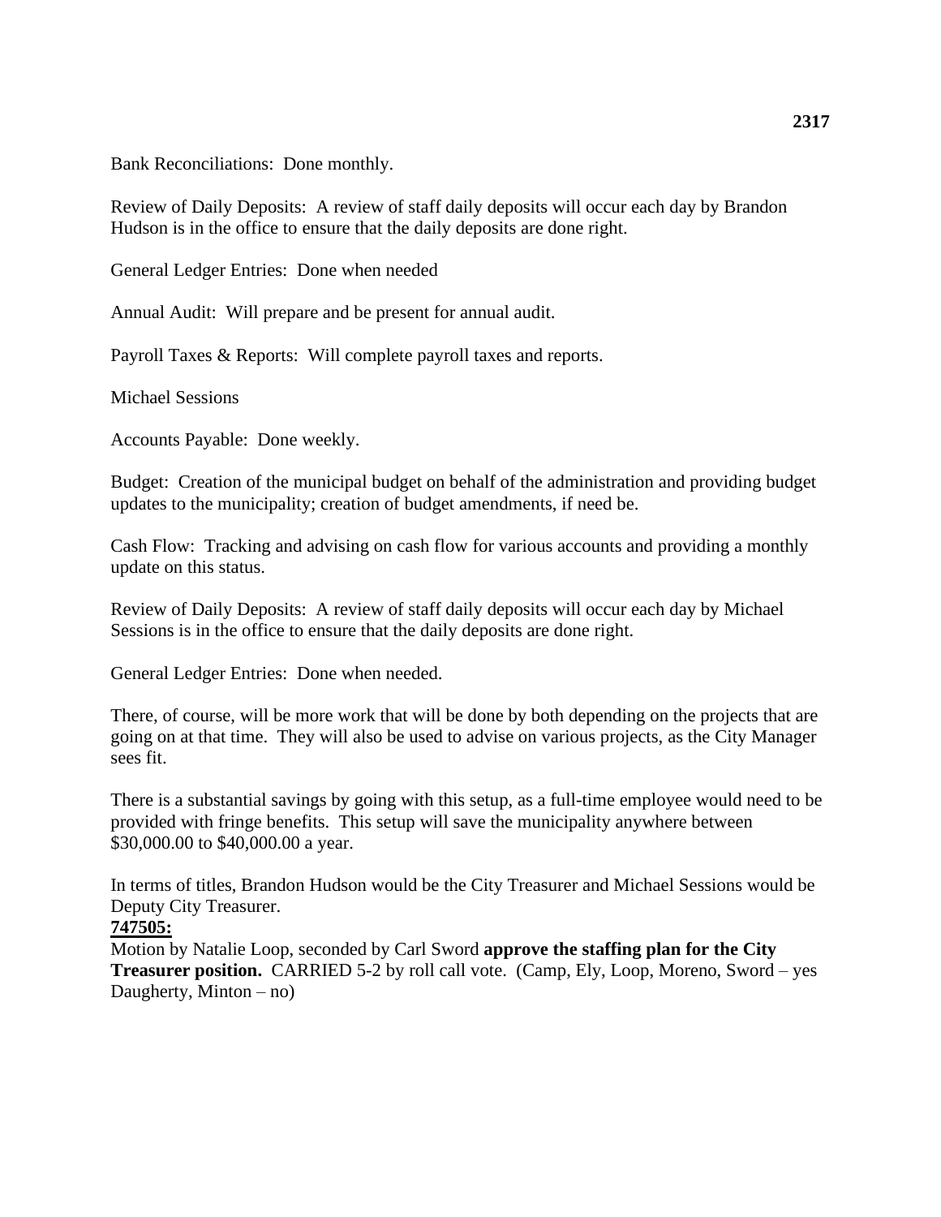Bank Reconciliations:  Done monthly.

Review of Daily Deposits:  A review of staff daily deposits will occur each day by Brandon Hudson is in the office to ensure that the daily deposits are done right.

General Ledger Entries:  Done when needed

Annual Audit:  Will prepare and be present for annual audit.

Payroll Taxes & Reports:  Will complete payroll taxes and reports.

Michael Sessions

Accounts Payable:  Done weekly.

Budget:  Creation of the municipal budget on behalf of the administration and providing budget updates to the municipality; creation of budget amendments, if need be.

Cash Flow:  Tracking and advising on cash flow for various accounts and providing a monthly update on this status.

Review of Daily Deposits:  A review of staff daily deposits will occur each day by Michael Sessions is in the office to ensure that the daily deposits are done right.

General Ledger Entries:  Done when needed.

There, of course, will be more work that will be done by both depending on the projects that are going on at that time.  They will also be used to advise on various projects, as the City Manager sees fit.

There is a substantial savings by going with this setup, as a full-time employee would need to be provided with fringe benefits.  This setup will save the municipality anywhere between $30,000.00 to $40,000.00 a year.

In terms of titles, Brandon Hudson would be the City Treasurer and Michael Sessions would be Deputy City Treasurer.

**747505:**

Motion by Natalie Loop, seconded by Carl Sword **approve the staffing plan for the City Treasurer position.**  CARRIED 5-2 by roll call vote.  (Camp, Ely, Loop, Moreno, Sword – yes Daugherty, Minton – no)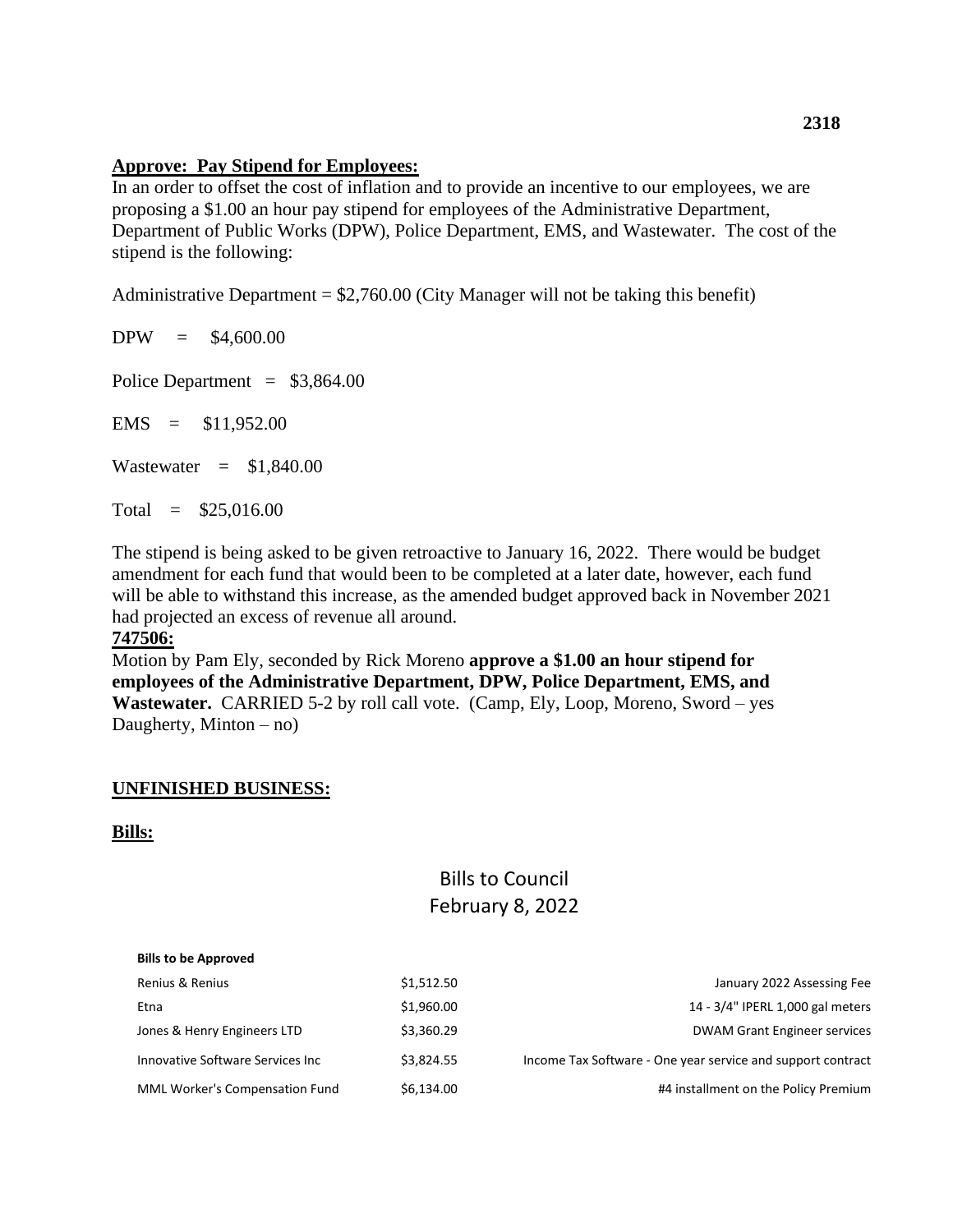**Approve: Pay Stipend for Employees:**

In an order to offset the cost of inflation and to provide an incentive to our employees, we are proposing a $1.00 an hour pay stipend for employees of the Administrative Department, Department of Public Works (DPW), Police Department, EMS, and Wastewater. The cost of the stipend is the following:

Administrative Department = $2,760.00 (City Manager will not be taking this benefit)

DPW = $4,600.00

Police Department = $3,864.00

EMS = $11,952.00

Wastewater = $1,840.00

Total = $25,016.00

The stipend is being asked to be given retroactive to January 16, 2022. There would be budget amendment for each fund that would been to be completed at a later date, however, each fund will be able to withstand this increase, as the amended budget approved back in November 2021 had projected an excess of revenue all around.

**747506:**

Motion by Pam Ely, seconded by Rick Moreno **approve a $1.00 an hour stipend for employees of the Administrative Department, DPW, Police Department, EMS, and Wastewater.** CARRIED 5-2 by roll call vote. (Camp, Ely, Loop, Moreno, Sword – yes Daugherty, Minton – no)

**UNFINISHED BUSINESS:**

**Bills:**

Bills to Council
February 8, 2022

| Bills to be Approved | | |
|---|---|---|
| Renius & Renius | $1,512.50 | January 2022 Assessing Fee |
| Etna | $1,960.00 | 14 - 3/4" IPERL 1,000 gal meters |
| Jones & Henry Engineers LTD | $3,360.29 | DWAM Grant Engineer services |
| Innovative Software Services Inc | $3,824.55 | Income Tax Software - One year service and support contract |
| MML Worker's Compensation Fund | $6,134.00 | #4 installment on the Policy Premium |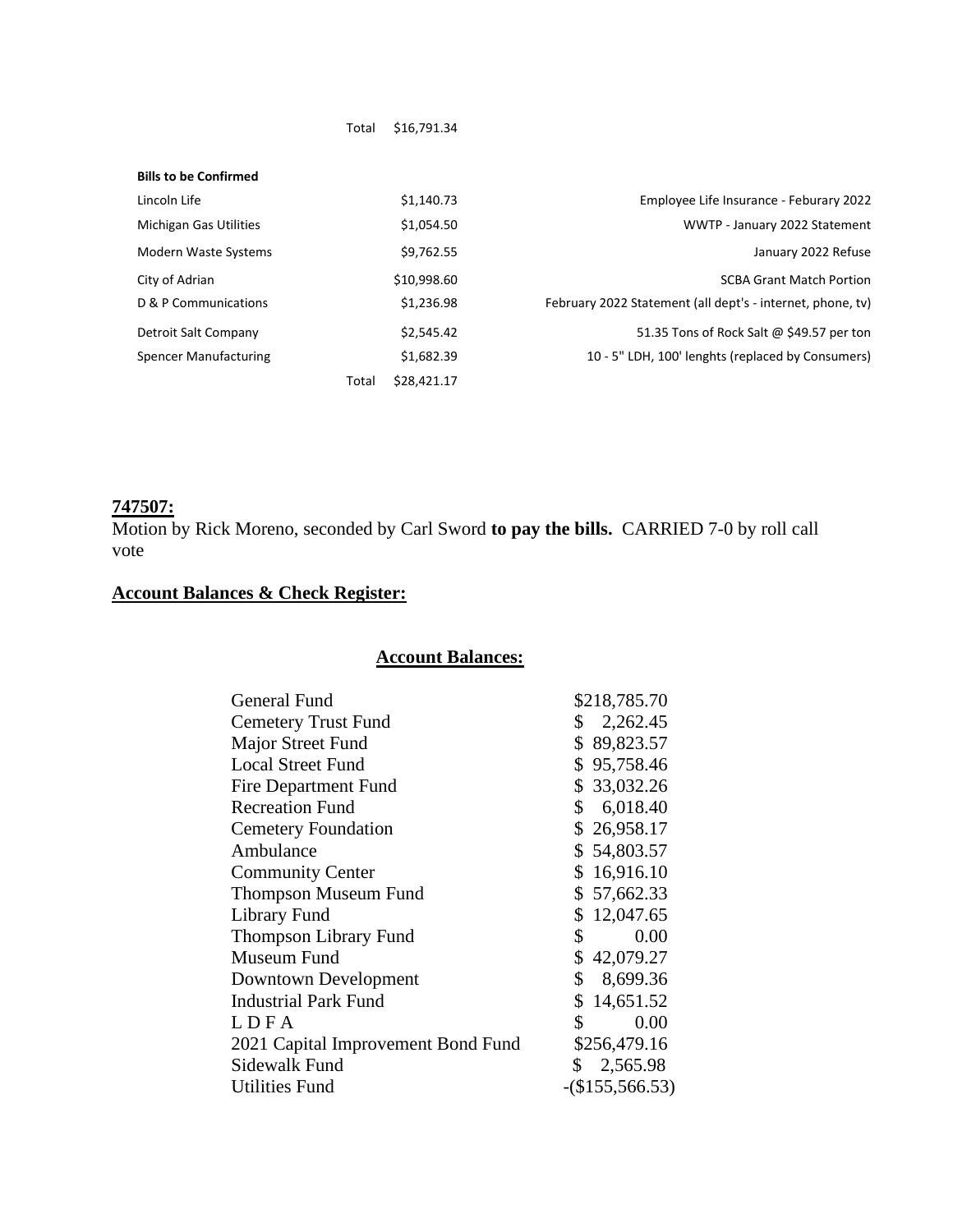| | | |
|---|---|---|
| Total | $16,791.34 | |

**Bills to be Confirmed**

| | | |
|---|---|---|
| Lincoln Life | $1,140.73 | Employee Life Insurance - Feburary 2022 |
| Michigan Gas Utilities | $1,054.50 | WWTP - January 2022 Statement |
| Modern Waste Systems | $9,762.55 | January 2022 Refuse |
| City of Adrian | $10,998.60 | SCBA Grant Match Portion |
| D & P Communications | $1,236.98 | February 2022 Statement (all dept's - internet, phone, tv) |
| Detroit Salt Company | $2,545.42 | 51.35 Tons of Rock Salt @ $49.57 per ton |
| Spencer Manufacturing | $1,682.39 | 10 - 5" LDH, 100' lenghts (replaced by Consumers) |
| Total | $28,421.17 | |

**747507:**
Motion by Rick Moreno, seconded by Carl Sword **to pay the bills.** CARRIED 7-0 by roll call vote

**Account Balances & Check Register:**

**Account Balances:**

| | |
|---|---|
| General Fund | $218,785.70 |
| Cemetery Trust Fund | $ 2,262.45 |
| Major Street Fund | $ 89,823.57 |
| Local Street Fund | $ 95,758.46 |
| Fire Department Fund | $ 33,032.26 |
| Recreation Fund | $ 6,018.40 |
| Cemetery Foundation | $ 26,958.17 |
| Ambulance | $ 54,803.57 |
| Community Center | $ 16,916.10 |
| Thompson Museum Fund | $ 57,662.33 |
| Library Fund | $ 12,047.65 |
| Thompson Library Fund | $ 0.00 |
| Museum Fund | $ 42,079.27 |
| Downtown Development | $ 8,699.36 |
| Industrial Park Fund | $ 14,651.52 |
| L D F A | $ 0.00 |
| 2021 Capital Improvement Bond Fund | $256,479.16 |
| Sidewalk Fund | $ 2,565.98 |
| Utilities Fund | -($155,566.53) |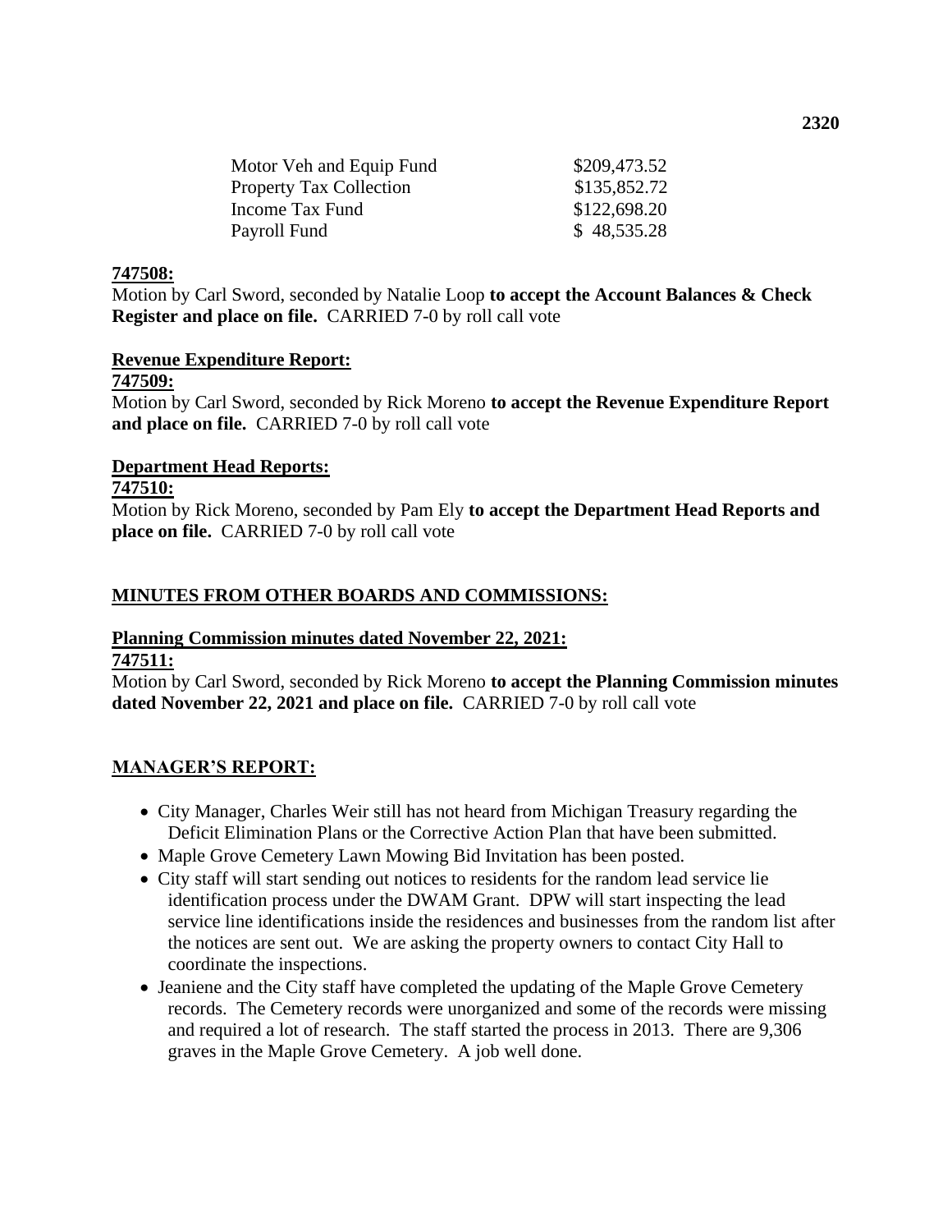| | |
|---|---|
| Motor Veh and Equip Fund | \$209,473.52 |
| Property Tax Collection | \$135,852.72 |
| Income Tax Fund | \$122,698.20 |
| Payroll Fund | \$ 48,535.28 |

**747508:**

Motion by Carl Sword, seconded by Natalie Loop **to accept the Account Balances & Check Register and place on file.** CARRIED 7-0 by roll call vote

**Revenue Expenditure Report:**

**747509:**

Motion by Carl Sword, seconded by Rick Moreno **to accept the Revenue Expenditure Report and place on file.** CARRIED 7-0 by roll call vote

**Department Head Reports:**

**747510:**

Motion by Rick Moreno, seconded by Pam Ely **to accept the Department Head Reports and place on file.** CARRIED 7-0 by roll call vote

**MINUTES FROM OTHER BOARDS AND COMMISSIONS:**

**Planning Commission minutes dated November 22, 2021:**

**747511:**

Motion by Carl Sword, seconded by Rick Moreno **to accept the Planning Commission minutes dated November 22, 2021 and place on file.** CARRIED 7-0 by roll call vote

**MANAGER'S REPORT:**

- City Manager, Charles Weir still has not heard from Michigan Treasury regarding the Deficit Elimination Plans or the Corrective Action Plan that have been submitted.
- Maple Grove Cemetery Lawn Mowing Bid Invitation has been posted.
- City staff will start sending out notices to residents for the random lead service lie identification process under the DWAM Grant. DPW will start inspecting the lead service line identifications inside the residences and businesses from the random list after the notices are sent out. We are asking the property owners to contact City Hall to coordinate the inspections.
- Jeaniene and the City staff have completed the updating of the Maple Grove Cemetery records. The Cemetery records were unorganized and some of the records were missing and required a lot of research. The staff started the process in 2013. There are 9,306 graves in the Maple Grove Cemetery. A job well done.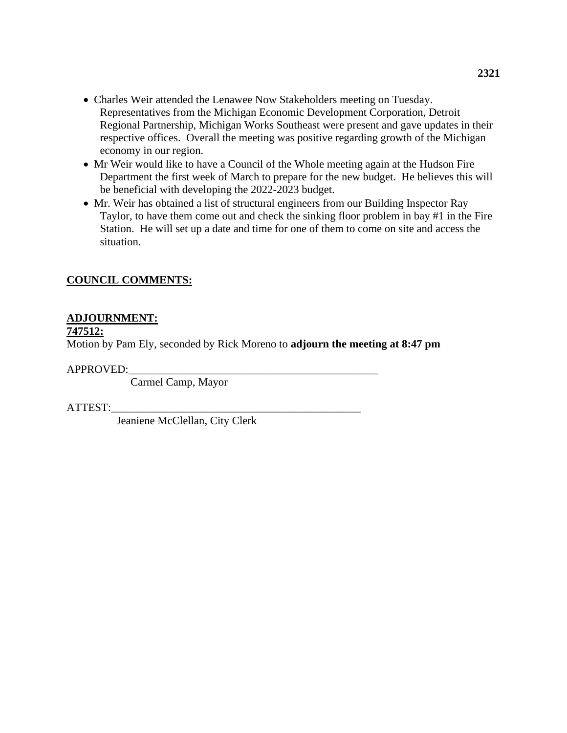- Charles Weir attended the Lenawee Now Stakeholders meeting on Tuesday. Representatives from the Michigan Economic Development Corporation, Detroit Regional Partnership, Michigan Works Southeast were present and gave updates in their respective offices. Overall the meeting was positive regarding growth of the Michigan economy in our region.
- Mr Weir would like to have a Council of the Whole meeting again at the Hudson Fire Department the first week of March to prepare for the new budget. He believes this will be beneficial with developing the 2022-2023 budget.
- Mr. Weir has obtained a list of structural engineers from our Building Inspector Ray Taylor, to have them come out and check the sinking floor problem in bay #1 in the Fire Station. He will set up a date and time for one of them to come on site and access the situation.

**COUNCIL COMMENTS:**

**ADJOURNMENT:**
**747512:**
Motion by Pam Ely, seconded by Rick Moreno to **adjourn the meeting at 8:47 pm**

APPROVED:_______________________________________________
Carmel Camp, Mayor

ATTEST:_______________________________________________
Jeaniene McClellan, City Clerk